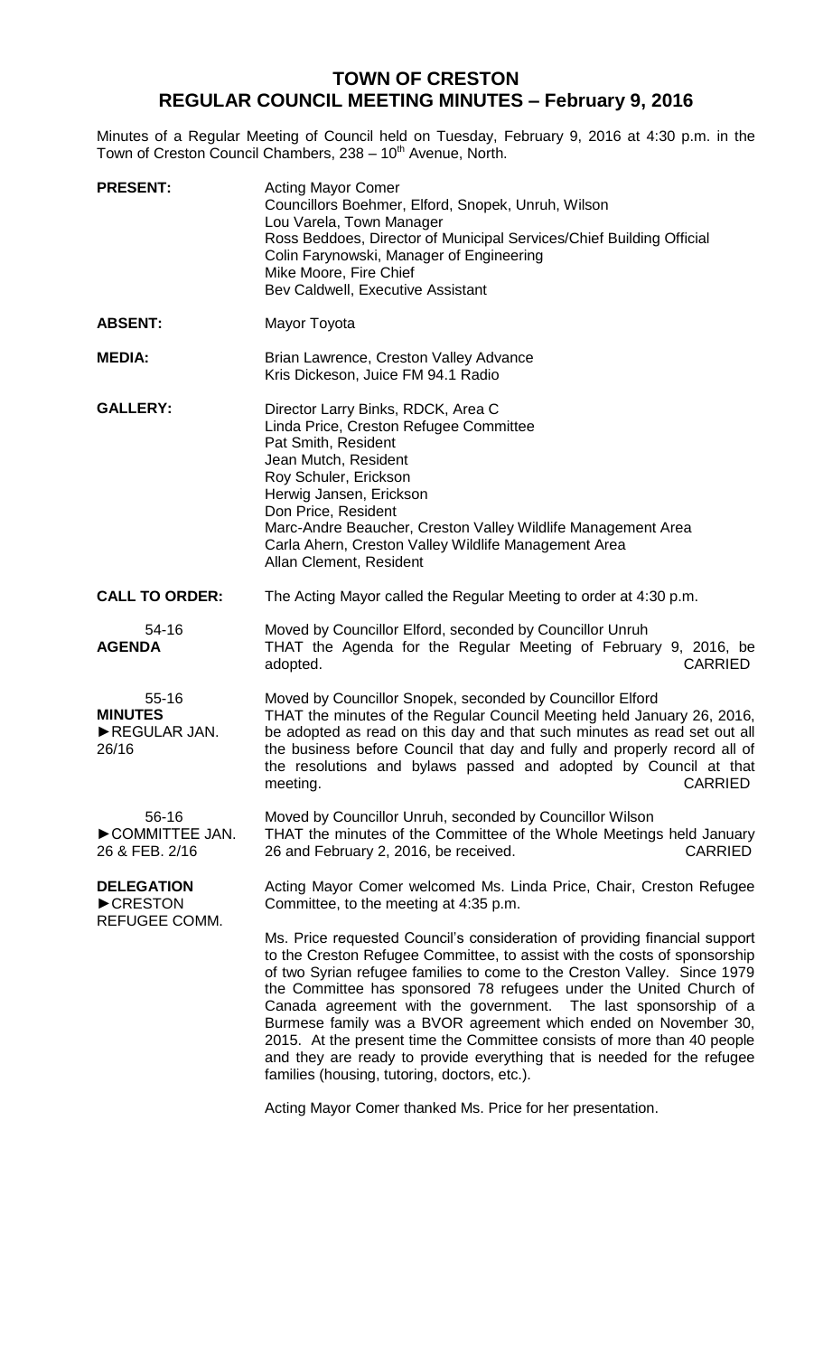# TOWN OF CRESTON
## REGULAR COUNCIL MEETING MINUTES – February 9, 2016

Minutes of a Regular Meeting of Council held on Tuesday, February 9, 2016 at 4:30 p.m. in the Town of Creston Council Chambers, 238 – 10th Avenue, North.

**PRESENT:** Acting Mayor Comer
Councillors Boehmer, Elford, Snopek, Unruh, Wilson
Lou Varela, Town Manager
Ross Beddoes, Director of Municipal Services/Chief Building Official
Colin Farynowski, Manager of Engineering
Mike Moore, Fire Chief
Bev Caldwell, Executive Assistant

**ABSENT:** Mayor Toyota

**MEDIA:** Brian Lawrence, Creston Valley Advance
Kris Dickeson, Juice FM 94.1 Radio

**GALLERY:** Director Larry Binks, RDCK, Area C
Linda Price, Creston Refugee Committee
Pat Smith, Resident
Jean Mutch, Resident
Roy Schuler, Erickson
Herwig Jansen, Erickson
Don Price, Resident
Marc-Andre Beaucher, Creston Valley Wildlife Management Area
Carla Ahern, Creston Valley Wildlife Management Area
Allan Clement, Resident

**CALL TO ORDER:** The Acting Mayor called the Regular Meeting to order at 4:30 p.m.

54-16
**AGENDA**

Moved by Councillor Elford, seconded by Councillor Unruh
THAT the Agenda for the Regular Meeting of February 9, 2016, be adopted. CARRIED

55-16
**MINUTES**
►REGULAR JAN. 26/16

Moved by Councillor Snopek, seconded by Councillor Elford
THAT the minutes of the Regular Council Meeting held January 26, 2016, be adopted as read on this day and that such minutes as read set out all the business before Council that day and fully and properly record all of the resolutions and bylaws passed and adopted by Council at that meeting. CARRIED

56-16
►COMMITTEE JAN. 26 & FEB. 2/16

Moved by Councillor Unruh, seconded by Councillor Wilson
THAT the minutes of the Committee of the Whole Meetings held January 26 and February 2, 2016, be received. CARRIED

**DELEGATION**
►CRESTON REFUGEE COMM.

Acting Mayor Comer welcomed Ms. Linda Price, Chair, Creston Refugee Committee, to the meeting at 4:35 p.m.

Ms. Price requested Council's consideration of providing financial support to the Creston Refugee Committee, to assist with the costs of sponsorship of two Syrian refugee families to come to the Creston Valley. Since 1979 the Committee has sponsored 78 refugees under the United Church of Canada agreement with the government. The last sponsorship of a Burmese family was a BVOR agreement which ended on November 30, 2015. At the present time the Committee consists of more than 40 people and they are ready to provide everything that is needed for the refugee families (housing, tutoring, doctors, etc.).

Acting Mayor Comer thanked Ms. Price for her presentation.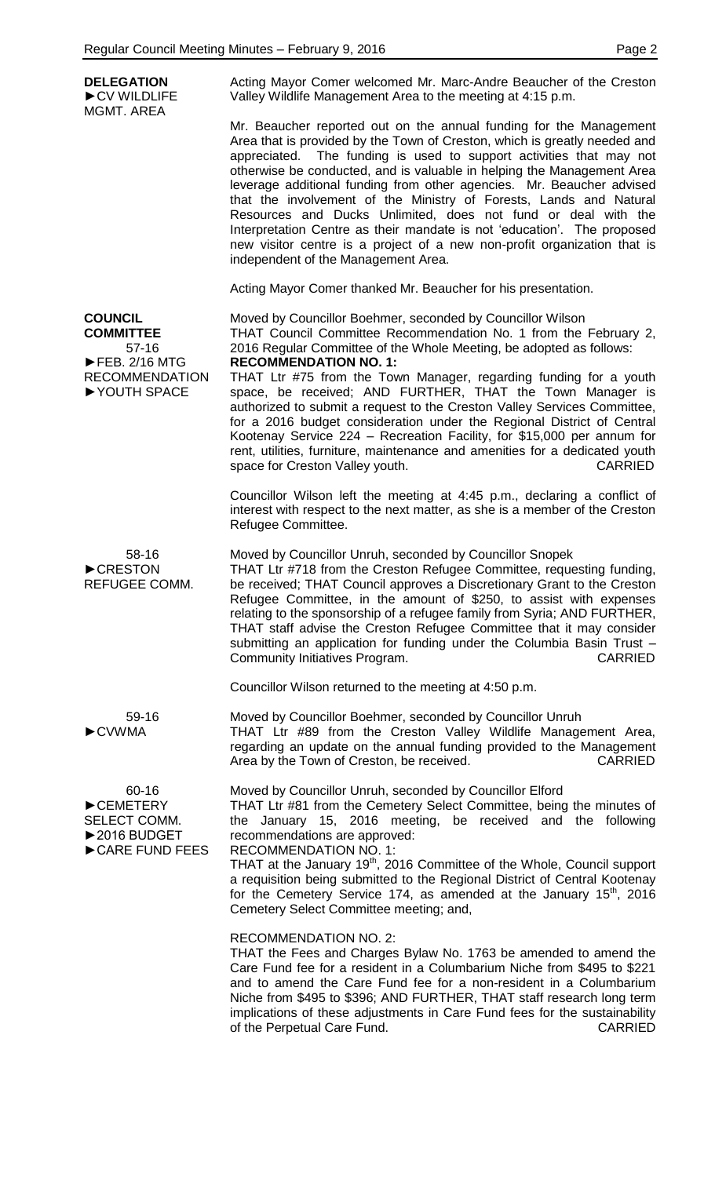**DELEGATION**
►CV WILDLIFE MGMT. AREA

Acting Mayor Comer welcomed Mr. Marc-Andre Beaucher of the Creston Valley Wildlife Management Area to the meeting at 4:15 p.m.

Mr. Beaucher reported out on the annual funding for the Management Area that is provided by the Town of Creston, which is greatly needed and appreciated. The funding is used to support activities that may not otherwise be conducted, and is valuable in helping the Management Area leverage additional funding from other agencies. Mr. Beaucher advised that the involvement of the Ministry of Forests, Lands and Natural Resources and Ducks Unlimited, does not fund or deal with the Interpretation Centre as their mandate is not 'education'. The proposed new visitor centre is a project of a new non-profit organization that is independent of the Management Area.

Acting Mayor Comer thanked Mr. Beaucher for his presentation.

**COUNCIL COMMITTEE**
57-16
►FEB. 2/16 MTG RECOMMENDATION
►YOUTH SPACE

Moved by Councillor Boehmer, seconded by Councillor Wilson
THAT Council Committee Recommendation No. 1 from the February 2, 2016 Regular Committee of the Whole Meeting, be adopted as follows:
**RECOMMENDATION NO. 1:**
THAT Ltr #75 from the Town Manager, regarding funding for a youth space, be received; AND FURTHER, THAT the Town Manager is authorized to submit a request to the Creston Valley Services Committee, for a 2016 budget consideration under the Regional District of Central Kootenay Service 224 – Recreation Facility, for $15,000 per annum for rent, utilities, furniture, maintenance and amenities for a dedicated youth space for Creston Valley youth. CARRIED

Councillor Wilson left the meeting at 4:45 p.m., declaring a conflict of interest with respect to the next matter, as she is a member of the Creston Refugee Committee.

58-16
►CRESTON REFUGEE COMM.

Moved by Councillor Unruh, seconded by Councillor Snopek
THAT Ltr #718 from the Creston Refugee Committee, requesting funding, be received; THAT Council approves a Discretionary Grant to the Creston Refugee Committee, in the amount of $250, to assist with expenses relating to the sponsorship of a refugee family from Syria; AND FURTHER, THAT staff advise the Creston Refugee Committee that it may consider submitting an application for funding under the Columbia Basin Trust – Community Initiatives Program. CARRIED

Councillor Wilson returned to the meeting at 4:50 p.m.

59-16
►CVWMA

Moved by Councillor Boehmer, seconded by Councillor Unruh
THAT Ltr #89 from the Creston Valley Wildlife Management Area, regarding an update on the annual funding provided to the Management Area by the Town of Creston, be received. CARRIED

60-16
►CEMETERY SELECT COMM.
►2016 BUDGET
►CARE FUND FEES

Moved by Councillor Unruh, seconded by Councillor Elford
THAT Ltr #81 from the Cemetery Select Committee, being the minutes of the January 15, 2016 meeting, be received and the following recommendations are approved:
RECOMMENDATION NO. 1:
THAT at the January 19th, 2016 Committee of the Whole, Council support a requisition being submitted to the Regional District of Central Kootenay for the Cemetery Service 174, as amended at the January 15th, 2016 Cemetery Select Committee meeting; and,

RECOMMENDATION NO. 2:
THAT the Fees and Charges Bylaw No. 1763 be amended to amend the Care Fund fee for a resident in a Columbarium Niche from $495 to $221 and to amend the Care Fund fee for a non-resident in a Columbarium Niche from $495 to $396; AND FURTHER, THAT staff research long term implications of these adjustments in Care Fund fees for the sustainability of the Perpetual Care Fund. CARRIED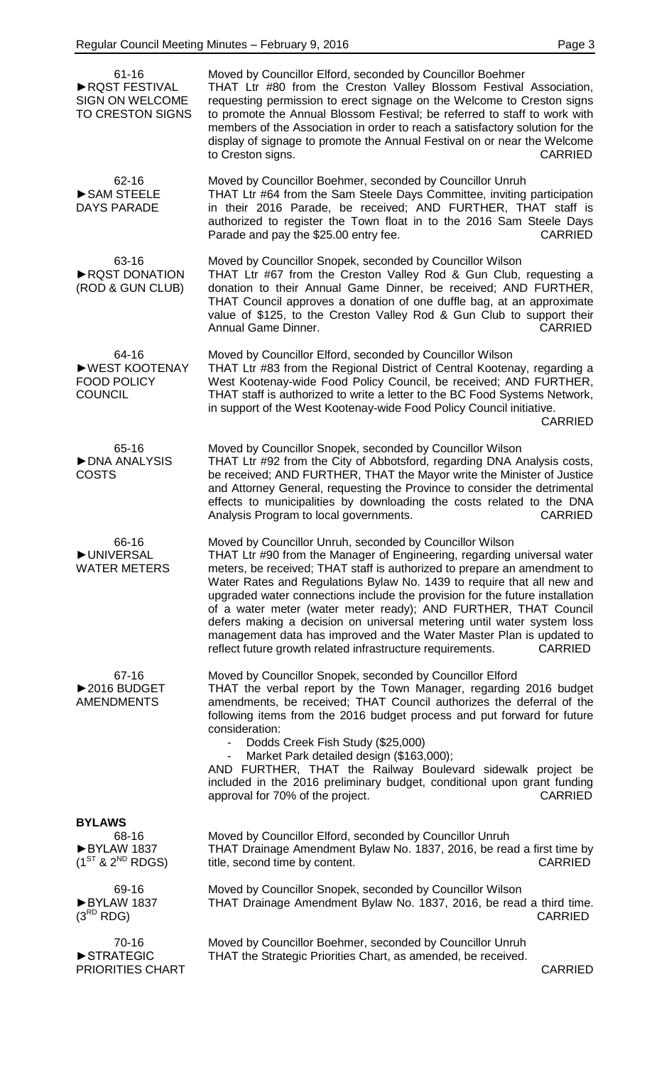**61-16**
**►RQST FESTIVAL SIGN ON WELCOME TO CRESTON SIGNS**

Moved by Councillor Elford, seconded by Councillor Boehmer
THAT Ltr #80 from the Creston Valley Blossom Festival Association, requesting permission to erect signage on the Welcome to Creston signs to promote the Annual Blossom Festival; be referred to staff to work with members of the Association in order to reach a satisfactory solution for the display of signage to promote the Annual Festival on or near the Welcome to Creston signs. CARRIED

**62-16**
**►SAM STEELE DAYS PARADE**

Moved by Councillor Boehmer, seconded by Councillor Unruh
THAT Ltr #64 from the Sam Steele Days Committee, inviting participation in their 2016 Parade, be received; AND FURTHER, THAT staff is authorized to register the Town float in to the 2016 Sam Steele Days Parade and pay the $25.00 entry fee. CARRIED

**63-16**
**►RQST DONATION (ROD & GUN CLUB)**

Moved by Councillor Snopek, seconded by Councillor Wilson
THAT Ltr #67 from the Creston Valley Rod & Gun Club, requesting a donation to their Annual Game Dinner, be received; AND FURTHER, THAT Council approves a donation of one duffle bag, at an approximate value of $125, to the Creston Valley Rod & Gun Club to support their Annual Game Dinner. CARRIED

**64-16**
**►WEST KOOTENAY FOOD POLICY COUNCIL**

Moved by Councillor Elford, seconded by Councillor Wilson
THAT Ltr #83 from the Regional District of Central Kootenay, regarding a West Kootenay-wide Food Policy Council, be received; AND FURTHER, THAT staff is authorized to write a letter to the BC Food Systems Network, in support of the West Kootenay-wide Food Policy Council initiative. CARRIED

**65-16**
**►DNA ANALYSIS COSTS**

Moved by Councillor Snopek, seconded by Councillor Wilson
THAT Ltr #92 from the City of Abbotsford, regarding DNA Analysis costs, be received; AND FURTHER, THAT the Mayor write the Minister of Justice and Attorney General, requesting the Province to consider the detrimental effects to municipalities by downloading the costs related to the DNA Analysis Program to local governments. CARRIED

**66-16**
**►UNIVERSAL WATER METERS**

Moved by Councillor Unruh, seconded by Councillor Wilson
THAT Ltr #90 from the Manager of Engineering, regarding universal water meters, be received; THAT staff is authorized to prepare an amendment to Water Rates and Regulations Bylaw No. 1439 to require that all new and upgraded water connections include the provision for the future installation of a water meter (water meter ready); AND FURTHER, THAT Council defers making a decision on universal metering until water system loss management data has improved and the Water Master Plan is updated to reflect future growth related infrastructure requirements. CARRIED

**67-16**
**►2016 BUDGET AMENDMENTS**

Moved by Councillor Snopek, seconded by Councillor Elford
THAT the verbal report by the Town Manager, regarding 2016 budget amendments, be received; THAT Council authorizes the deferral of the following items from the 2016 budget process and put forward for future consideration:

- Dodds Creek Fish Study ($25,000)
- Market Park detailed design ($163,000);

AND FURTHER, THAT the Railway Boulevard sidewalk project be included in the 2016 preliminary budget, conditional upon grant funding approval for 70% of the project. CARRIED

## BYLAWS

**68-16**
**►BYLAW 1837 (1ST & 2ND RDGS)**

Moved by Councillor Elford, seconded by Councillor Unruh
THAT Drainage Amendment Bylaw No. 1837, 2016, be read a first time by title, second time by content. CARRIED

**69-16**
**►BYLAW 1837 (3RD RDG)**

Moved by Councillor Snopek, seconded by Councillor Wilson
THAT Drainage Amendment Bylaw No. 1837, 2016, be read a third time. CARRIED

**70-16**
**►STRATEGIC PRIORITIES CHART**

Moved by Councillor Boehmer, seconded by Councillor Unruh
THAT the Strategic Priorities Chart, as amended, be received. CARRIED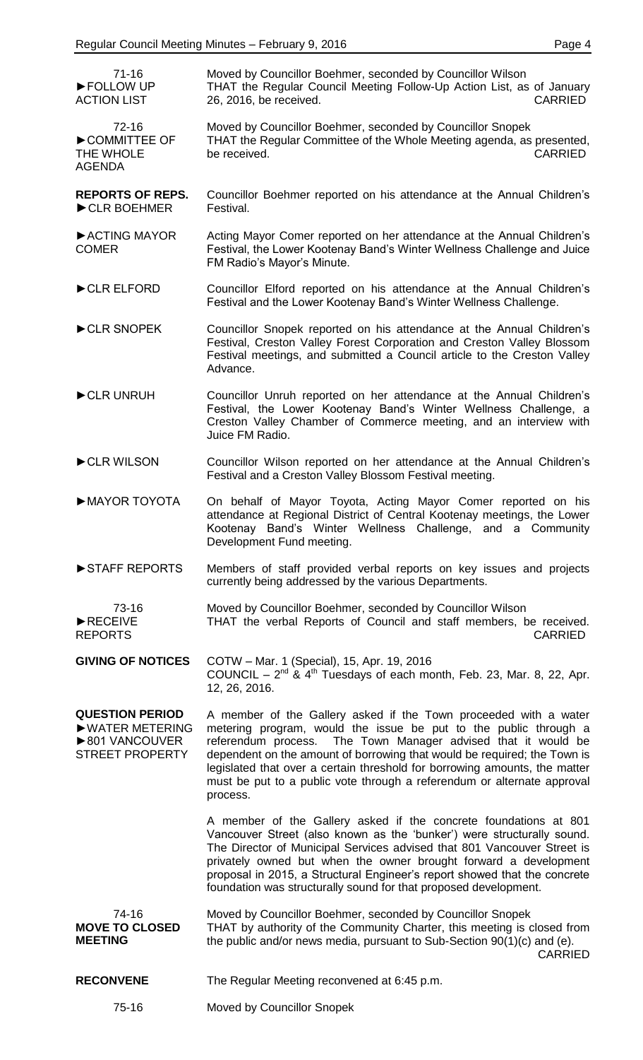71-16
►FOLLOW UP ACTION LIST

Moved by Councillor Boehmer, seconded by Councillor Wilson
THAT the Regular Council Meeting Follow-Up Action List, as of January 26, 2016, be received. CARRIED

72-16
►COMMITTEE OF THE WHOLE AGENDA

Moved by Councillor Boehmer, seconded by Councillor Snopek
THAT the Regular Committee of the Whole Meeting agenda, as presented, be received. CARRIED

**REPORTS OF REPS.**

►CLR BOEHMER

Councillor Boehmer reported on his attendance at the Annual Children's Festival.

►ACTING MAYOR COMER

Acting Mayor Comer reported on her attendance at the Annual Children's Festival, the Lower Kootenay Band's Winter Wellness Challenge and Juice FM Radio's Mayor's Minute.

►CLR ELFORD

Councillor Elford reported on his attendance at the Annual Children's Festival and the Lower Kootenay Band's Winter Wellness Challenge.

►CLR SNOPEK

Councillor Snopek reported on his attendance at the Annual Children's Festival, Creston Valley Forest Corporation and Creston Valley Blossom Festival meetings, and submitted a Council article to the Creston Valley Advance.

►CLR UNRUH

Councillor Unruh reported on her attendance at the Annual Children's Festival, the Lower Kootenay Band's Winter Wellness Challenge, a Creston Valley Chamber of Commerce meeting, and an interview with Juice FM Radio.

►CLR WILSON

Councillor Wilson reported on her attendance at the Annual Children's Festival and a Creston Valley Blossom Festival meeting.

►MAYOR TOYOTA

On behalf of Mayor Toyota, Acting Mayor Comer reported on his attendance at Regional District of Central Kootenay meetings, the Lower Kootenay Band's Winter Wellness Challenge, and a Community Development Fund meeting.

►STAFF REPORTS

Members of staff provided verbal reports on key issues and projects currently being addressed by the various Departments.

73-16
►RECEIVE REPORTS

Moved by Councillor Boehmer, seconded by Councillor Wilson
THAT the verbal Reports of Council and staff members, be received. CARRIED

**GIVING OF NOTICES**

COTW – Mar. 1 (Special), 15, Apr. 19, 2016
COUNCIL – 2nd & 4th Tuesdays of each month, Feb. 23, Mar. 8, 22, Apr. 12, 26, 2016.

**QUESTION PERIOD**
►WATER METERING
►801 VANCOUVER STREET PROPERTY

A member of the Gallery asked if the Town proceeded with a water metering program, would the issue be put to the public through a referendum process. The Town Manager advised that it would be dependent on the amount of borrowing that would be required; the Town is legislated that over a certain threshold for borrowing amounts, the matter must be put to a public vote through a referendum or alternate approval process.

A member of the Gallery asked if the concrete foundations at 801 Vancouver Street (also known as the 'bunker') were structurally sound. The Director of Municipal Services advised that 801 Vancouver Street is privately owned but when the owner brought forward a development proposal in 2015, a Structural Engineer's report showed that the concrete foundation was structurally sound for that proposed development.

74-16
**MOVE TO CLOSED MEETING**

Moved by Councillor Boehmer, seconded by Councillor Snopek
THAT by authority of the Community Charter, this meeting is closed from the public and/or news media, pursuant to Sub-Section 90(1)(c) and (e). CARRIED

**RECONVENE**

The Regular Meeting reconvened at 6:45 p.m.

75-16

Moved by Councillor Snopek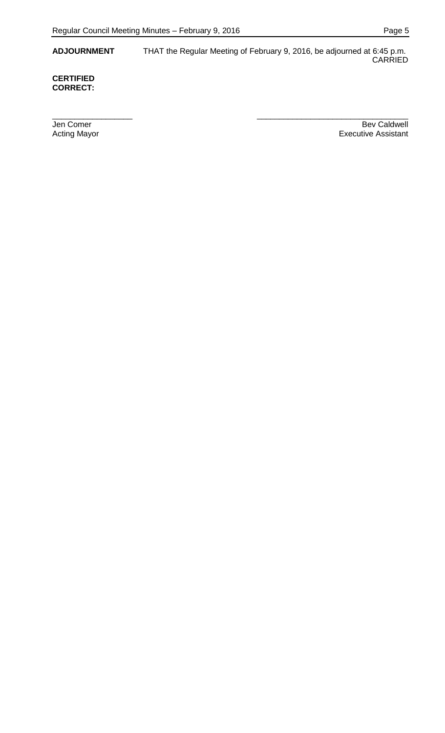**ADJOURNMENT** THAT the Regular Meeting of February 9, 2016, be adjourned at 6:45 p.m.

CARRIED

**CERTIFIED CORRECT:**

\_\_\_\_\_\_\_\_\_\_\_\_\_\_\_\_\_\_
Jen Comer
Acting Mayor

\_\_\_\_\_\_\_\_\_\_\_\_\_\_\_\_\_\_\_\_\_\_\_\_\_\_\_\_\_\_\_\_\_\_
Bev Caldwell
Executive Assistant